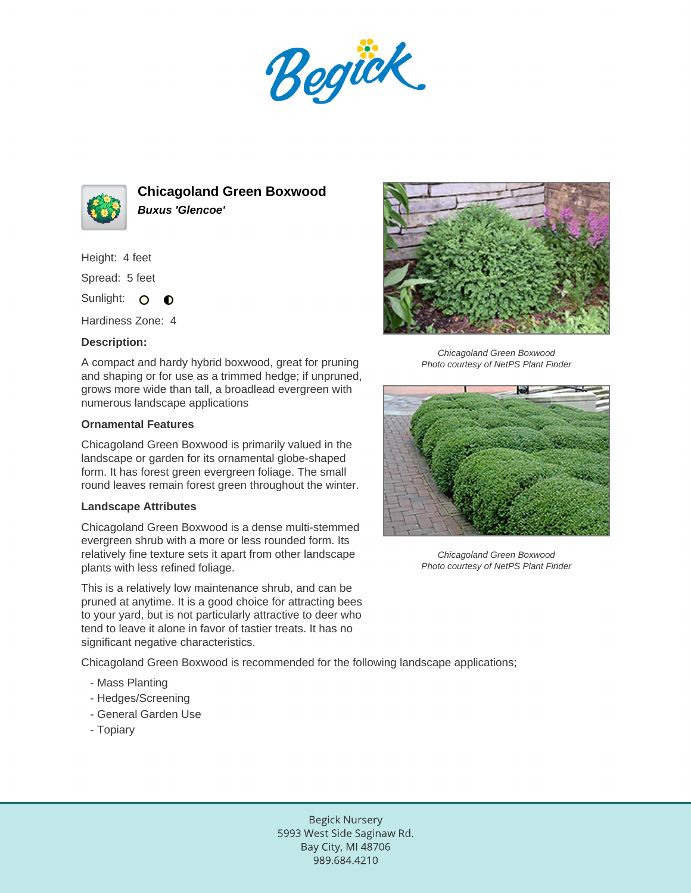Begick

# Chicagoland Green Boxwood

***Buxus 'Glencoe'***

Height: 4 feet

Spread: 5 feet

Sunlight:

Hardiness Zone: 4

**Description:**

A compact and hardy hybrid boxwood, great for pruning and shaping or for use as a trimmed hedge; if unpruned, grows more wide than tall, a broadlead evergreen with numerous landscape applications

**Ornamental Features**

Chicagoland Green Boxwood is primarily valued in the landscape or garden for its ornamental globe-shaped form. It has forest green evergreen foliage. The small round leaves remain forest green throughout the winter.

**Landscape Attributes**

Chicagoland Green Boxwood is a dense multi-stemmed evergreen shrub with a more or less rounded form. Its relatively fine texture sets it apart from other landscape plants with less refined foliage.

This is a relatively low maintenance shrub, and can be pruned at anytime. It is a good choice for attracting bees to your yard, but is not particularly attractive to deer who tend to leave it alone in favor of tastier treats. It has no significant negative characteristics.

Chicagoland Green Boxwood is recommended for the following landscape applications;

- Mass Planting
- Hedges/Screening
- General Garden Use
- Topiary

*Chicagoland Green Boxwood*
*Photo courtesy of NetPS Plant Finder*

*Chicagoland Green Boxwood*
*Photo courtesy of NetPS Plant Finder*

Begick Nursery
5993 West Side Saginaw Rd.
Bay City, MI 48706
989.684.4210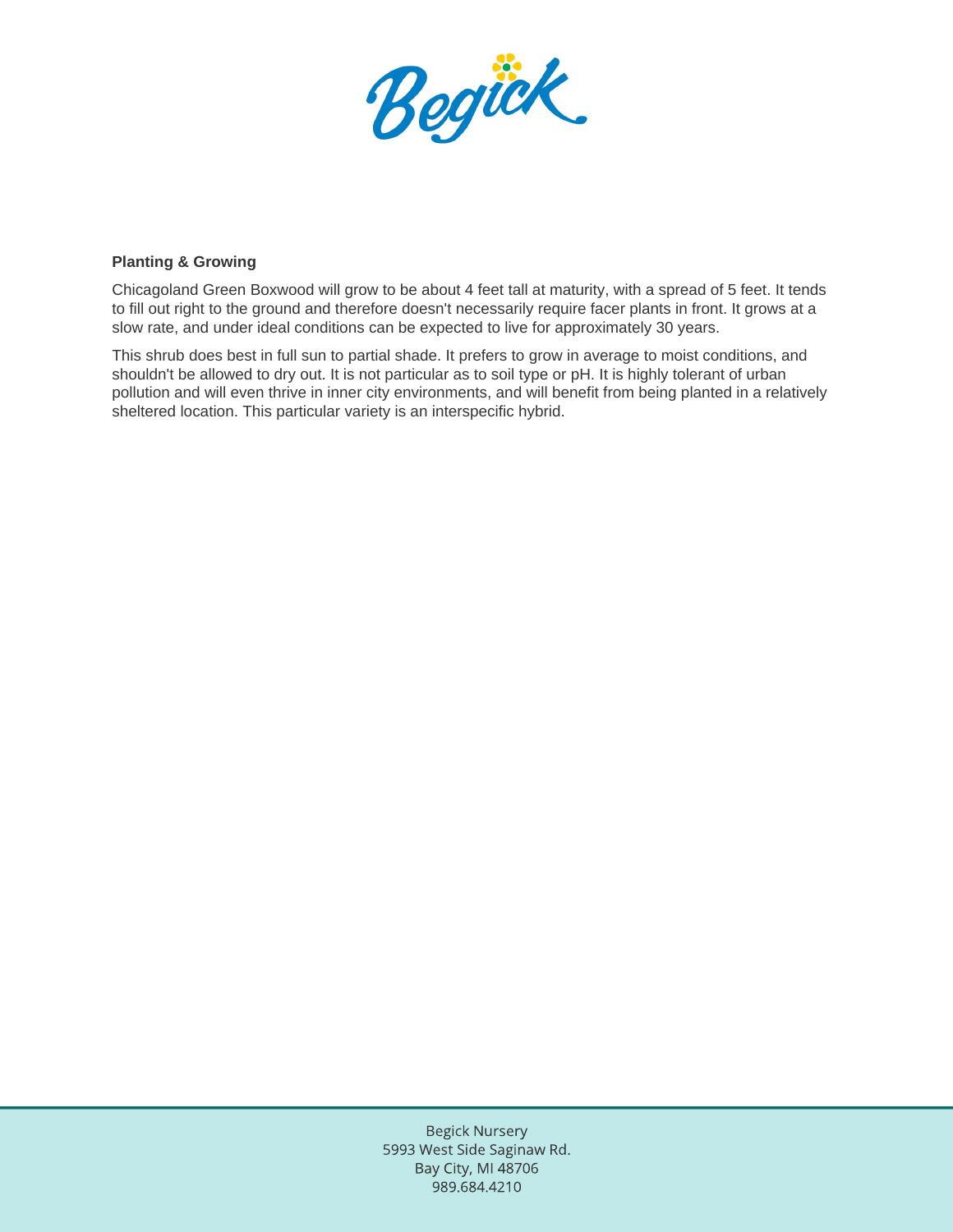### Planting & Growing

Chicagoland Green Boxwood will grow to be about 4 feet tall at maturity, with a spread of 5 feet. It tends to fill out right to the ground and therefore doesn't necessarily require facer plants in front. It grows at a slow rate, and under ideal conditions can be expected to live for approximately 30 years.

This shrub does best in full sun to partial shade. It prefers to grow in average to moist conditions, and shouldn't be allowed to dry out. It is not particular as to soil type or pH. It is highly tolerant of urban pollution and will even thrive in inner city environments, and will benefit from being planted in a relatively sheltered location. This particular variety is an interspecific hybrid.